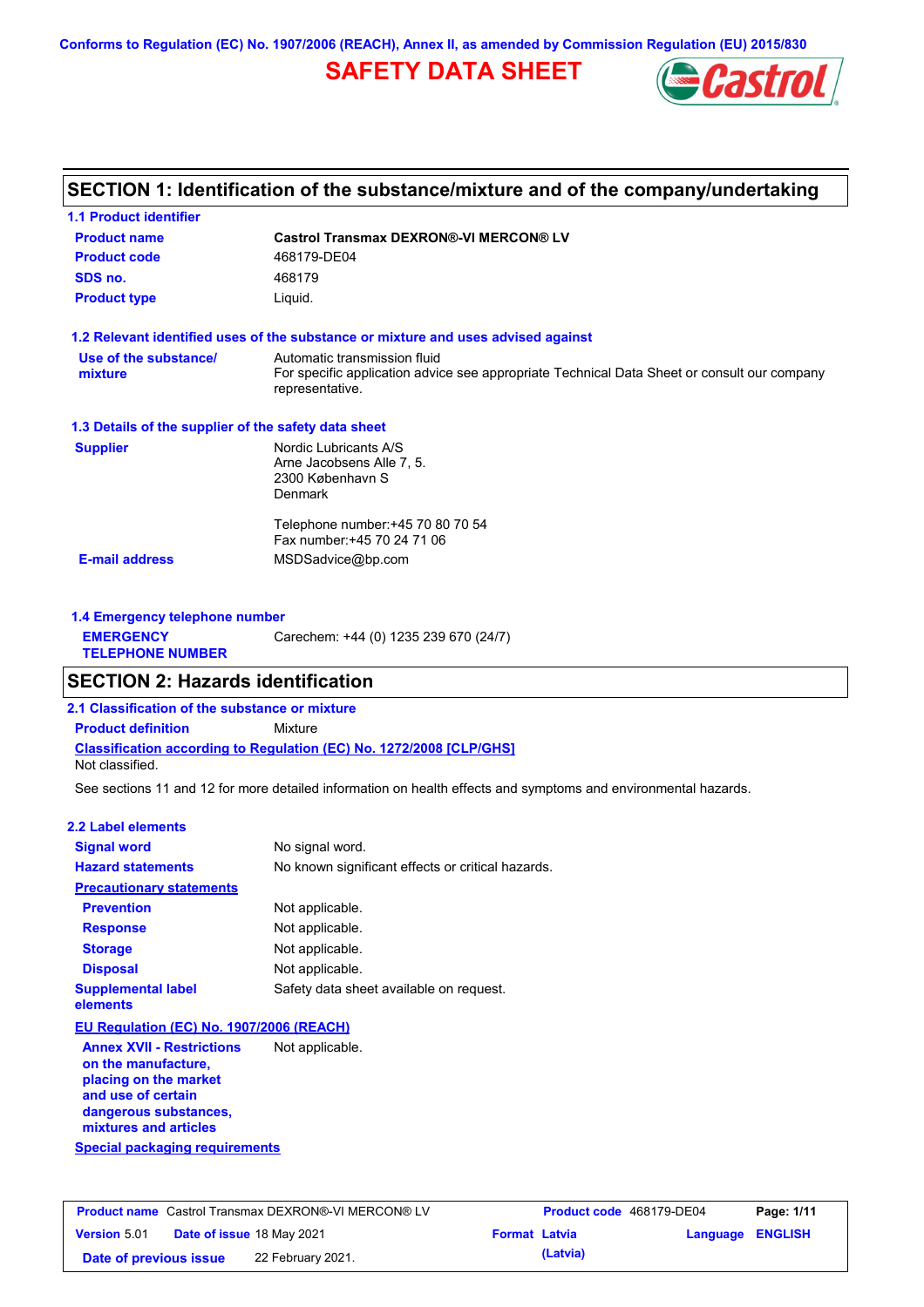Conforms to Regulation (EC) No. 1907/2006 (REACH), Annex II, as amended by Commission Regulation (EU) 2015/830

# SAFETY DATA SHEET

## SECTION 1: Identification of the substance/mixture and of the company/undertaking

### 1.1 Product identifier

**Product name** **Castrol Transmax DEXRON®-VI MERCON® LV**

**Product code** 468179-DE04

**SDS no.** 468179

**Product type** Liquid.

### 1.2 Relevant identified uses of the substance or mixture and uses advised against

**Use of the substance/ mixture** Automatic transmission fluid
For specific application advice see appropriate Technical Data Sheet or consult our company representative.

### 1.3 Details of the supplier of the safety data sheet

**Supplier** Nordic Lubricants A/S
Arne Jacobsens Alle 7, 5.
2300 København S
Denmark

Telephone number:+45 70 80 70 54
Fax number:+45 70 24 71 06

**E-mail address** MSDSadvice@bp.com

### 1.4 Emergency telephone number

**EMERGENCY TELEPHONE NUMBER** Carechem: +44 (0) 1235 239 670 (24/7)

## SECTION 2: Hazards identification

### 2.1 Classification of the substance or mixture

**Product definition** Mixture

**Classification according to Regulation (EC) No. 1272/2008 [CLP/GHS]**
Not classified.

See sections 11 and 12 for more detailed information on health effects and symptoms and environmental hazards.

### 2.2 Label elements

**Signal word** No signal word.

**Hazard statements** No known significant effects or critical hazards.

**Precautionary statements**

**Prevention** Not applicable.

**Response** Not applicable.

**Storage** Not applicable.

**Disposal** Not applicable.

**Supplemental label elements** Safety data sheet available on request.

**EU Regulation (EC) No. 1907/2006 (REACH)**

**Annex XVII - Restrictions on the manufacture, placing on the market and use of certain dangerous substances, mixtures and articles** Not applicable.

**Special packaging requirements**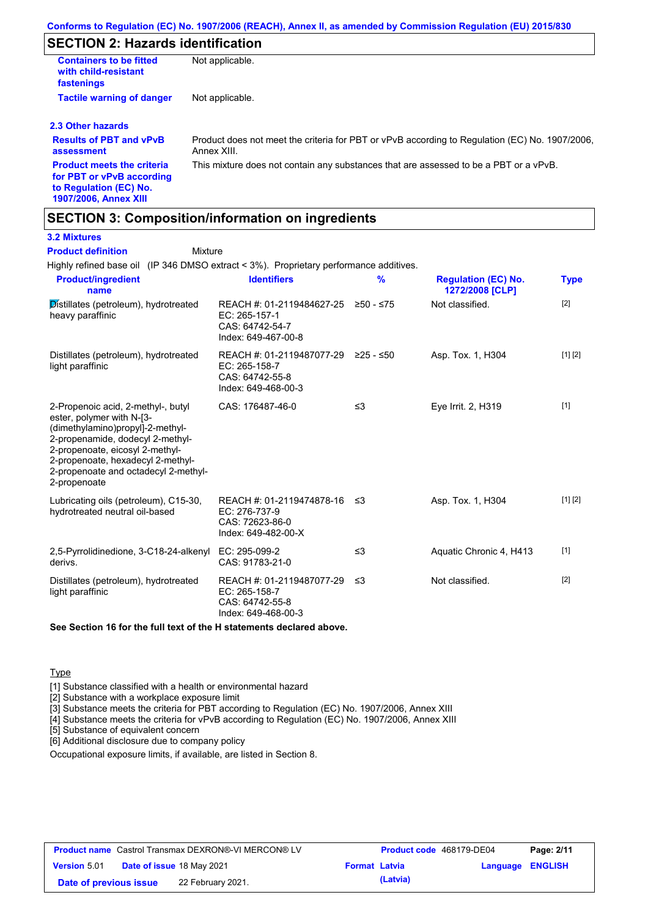## SECTION 2: Hazards identification

| | |
|---|---|
| **Containers to be fitted with child-resistant fastenings** | Not applicable. |
| **Tactile warning of danger** | Not applicable. |

### 2.3 Other hazards

| | |
|---|---|
| **Results of PBT and vPvB assessment** | Product does not meet the criteria for PBT or vPvB according to Regulation (EC) No. 1907/2006, Annex XIII. |
| **Product meets the criteria for PBT or vPvB according to Regulation (EC) No. 1907/2006, Annex XIII** | This mixture does not contain any substances that are assessed to be a PBT or a vPvB. |

## SECTION 3: Composition/information on ingredients

### 3.2 Mixtures

**Product definition** Mixture

Highly refined base oil (IP 346 DMSO extract < 3%). Proprietary performance additives.

| Product/ingredient name | Identifiers | % | Regulation (EC) No. 1272/2008 [CLP] | Type |
|---|---|---|---|---|
| Distillates (petroleum), hydrotreated heavy paraffinic | REACH #: 01-2119484627-25<br>EC: 265-157-1<br>CAS: 64742-54-7<br>Index: 649-467-00-8 | ≥50 - ≤75 | Not classified. | [2] |
| Distillates (petroleum), hydrotreated light paraffinic | REACH #: 01-2119487077-29<br>EC: 265-158-7<br>CAS: 64742-55-8<br>Index: 649-468-00-3 | ≥25 - ≤50 | Asp. Tox. 1, H304 | [1] [2] |
| 2-Propenoic acid, 2-methyl-, butyl ester, polymer with N-[3-(dimethylamino)propyl]-2-methyl-2-propenamide, dodecyl 2-methyl-2-propenoate, eicosyl 2-methyl-2-propenoate, hexadecyl 2-methyl-2-propenoate and octadecyl 2-methyl-2-propenoate | CAS: 176487-46-0 | ≤3 | Eye Irrit. 2, H319 | [1] |
| Lubricating oils (petroleum), C15-30, hydrotreated neutral oil-based | REACH #: 01-2119474878-16<br>EC: 276-737-9<br>CAS: 72623-86-0<br>Index: 649-482-00-X | ≤3 | Asp. Tox. 1, H304 | [1] [2] |
| 2,5-Pyrrolidinedione, 3-C18-24-alkenyl derivs. | EC: 295-099-2<br>CAS: 91783-21-0 | ≤3 | Aquatic Chronic 4, H413 | [1] |
| Distillates (petroleum), hydrotreated light paraffinic | REACH #: 01-2119487077-29<br>EC: 265-158-7<br>CAS: 64742-55-8<br>Index: 649-468-00-3 | ≤3 | Not classified. | [2] |

**See Section 16 for the full text of the H statements declared above.**

Type

[1] Substance classified with a health or environmental hazard
[2] Substance with a workplace exposure limit
[3] Substance meets the criteria for PBT according to Regulation (EC) No. 1907/2006, Annex XIII
[4] Substance meets the criteria for vPvB according to Regulation (EC) No. 1907/2006, Annex XIII
[5] Substance of equivalent concern
[6] Additional disclosure due to company policy

Occupational exposure limits, if available, are listed in Section 8.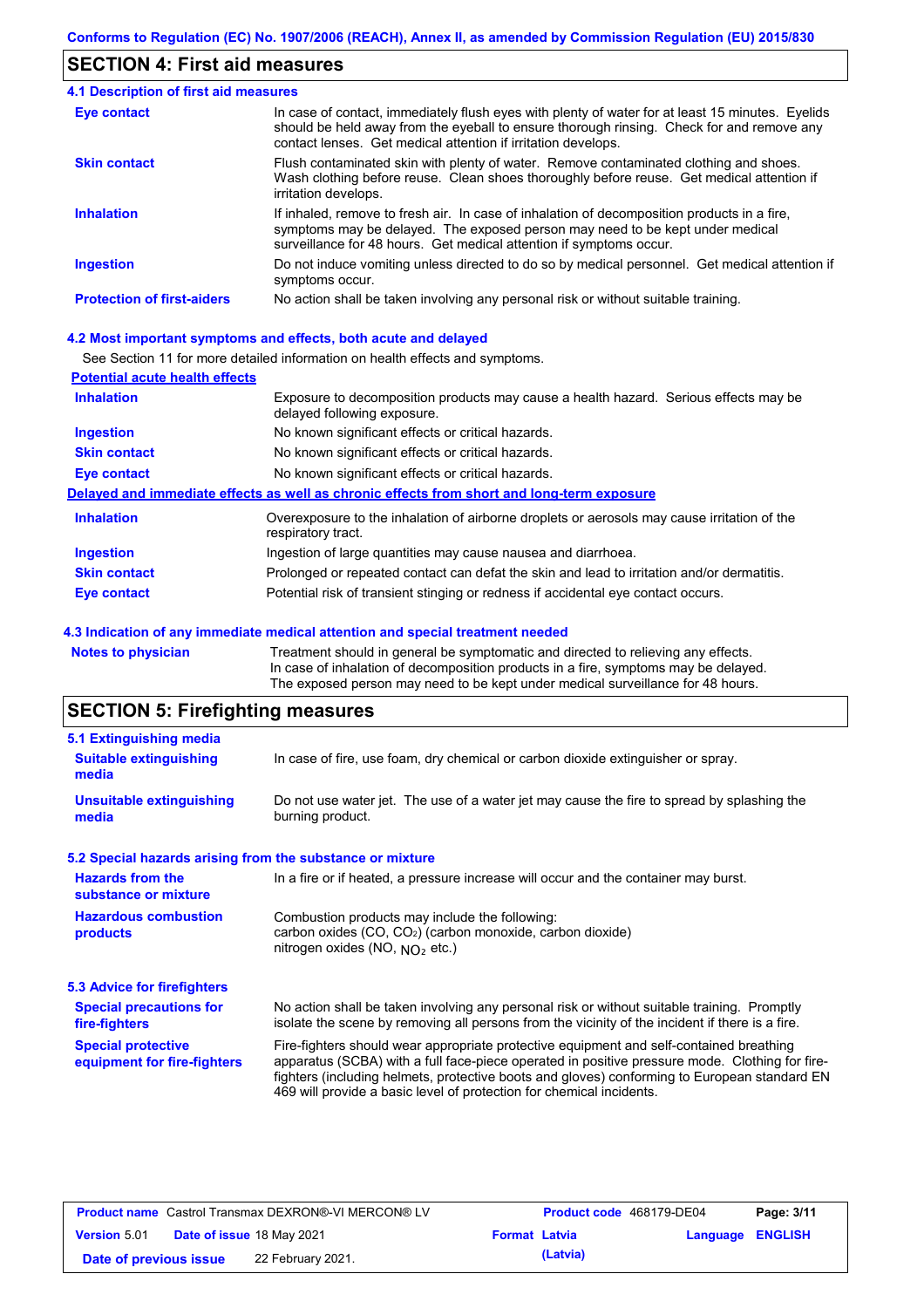## SECTION 4: First aid measures

### 4.1 Description of first aid measures

| | |
|---|---|
| **Eye contact** | In case of contact, immediately flush eyes with plenty of water for at least 15 minutes. Eyelids should be held away from the eyeball to ensure thorough rinsing. Check for and remove any contact lenses. Get medical attention if irritation develops. |
| **Skin contact** | Flush contaminated skin with plenty of water. Remove contaminated clothing and shoes. Wash clothing before reuse. Clean shoes thoroughly before reuse. Get medical attention if irritation develops. |
| **Inhalation** | If inhaled, remove to fresh air. In case of inhalation of decomposition products in a fire, symptoms may be delayed. The exposed person may need to be kept under medical surveillance for 48 hours. Get medical attention if symptoms occur. |
| **Ingestion** | Do not induce vomiting unless directed to do so by medical personnel. Get medical attention if symptoms occur. |
| **Protection of first-aiders** | No action shall be taken involving any personal risk or without suitable training. |

### 4.2 Most important symptoms and effects, both acute and delayed

See Section 11 for more detailed information on health effects and symptoms.

**Potential acute health effects**

| | |
|---|---|
| **Inhalation** | Exposure to decomposition products may cause a health hazard. Serious effects may be delayed following exposure. |
| **Ingestion** | No known significant effects or critical hazards. |
| **Skin contact** | No known significant effects or critical hazards. |
| **Eye contact** | No known significant effects or critical hazards. |

**Delayed and immediate effects as well as chronic effects from short and long-term exposure**

| | |
|---|---|
| **Inhalation** | Overexposure to the inhalation of airborne droplets or aerosols may cause irritation of the respiratory tract. |
| **Ingestion** | Ingestion of large quantities may cause nausea and diarrhoea. |
| **Skin contact** | Prolonged or repeated contact can defat the skin and lead to irritation and/or dermatitis. |
| **Eye contact** | Potential risk of transient stinging or redness if accidental eye contact occurs. |

### 4.3 Indication of any immediate medical attention and special treatment needed

| | |
|---|---|
| **Notes to physician** | Treatment should in general be symptomatic and directed to relieving any effects. In case of inhalation of decomposition products in a fire, symptoms may be delayed. The exposed person may need to be kept under medical surveillance for 48 hours. |

## SECTION 5: Firefighting measures

### 5.1 Extinguishing media

| | |
|---|---|
| **Suitable extinguishing media** | In case of fire, use foam, dry chemical or carbon dioxide extinguisher or spray. |
| **Unsuitable extinguishing media** | Do not use water jet. The use of a water jet may cause the fire to spread by splashing the burning product. |

### 5.2 Special hazards arising from the substance or mixture

| | |
|---|---|
| **Hazards from the substance or mixture** | In a fire or if heated, a pressure increase will occur and the container may burst. |
| **Hazardous combustion products** | Combustion products may include the following: carbon oxides (CO, $CO_2$) (carbon monoxide, carbon dioxide) nitrogen oxides (NO, $NO_2$ etc.) |

### 5.3 Advice for firefighters

| | |
|---|---|
| **Special precautions for fire-fighters** | No action shall be taken involving any personal risk or without suitable training. Promptly isolate the scene by removing all persons from the vicinity of the incident if there is a fire. |
| **Special protective equipment for fire-fighters** | Fire-fighters should wear appropriate protective equipment and self-contained breathing apparatus (SCBA) with a full face-piece operated in positive pressure mode. Clothing for fire-fighters (including helmets, protective boots and gloves) conforming to European standard EN 469 will provide a basic level of protection for chemical incidents. |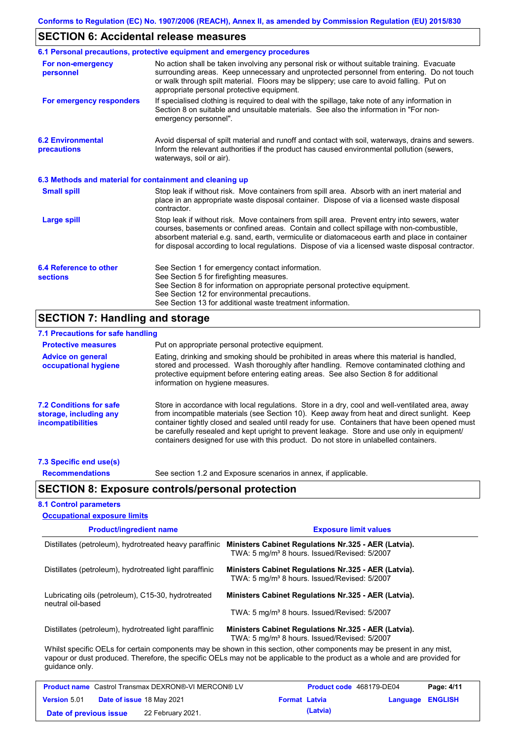## SECTION 6: Accidental release measures

### 6.1 Personal precautions, protective equipment and emergency procedures

**For non-emergency personnel**

No action shall be taken involving any personal risk or without suitable training. Evacuate surrounding areas. Keep unnecessary and unprotected personnel from entering. Do not touch or walk through spilt material. Floors may be slippery; use care to avoid falling. Put on appropriate personal protective equipment.

**For emergency responders**

If specialised clothing is required to deal with the spillage, take note of any information in Section 8 on suitable and unsuitable materials. See also the information in "For non-emergency personnel".

### 6.2 Environmental precautions

Avoid dispersal of spilt material and runoff and contact with soil, waterways, drains and sewers. Inform the relevant authorities if the product has caused environmental pollution (sewers, waterways, soil or air).

### 6.3 Methods and material for containment and cleaning up

**Small spill**

Stop leak if without risk. Move containers from spill area. Absorb with an inert material and place in an appropriate waste disposal container. Dispose of via a licensed waste disposal contractor.

**Large spill**

Stop leak if without risk. Move containers from spill area. Prevent entry into sewers, water courses, basements or confined areas. Contain and collect spillage with non-combustible, absorbent material e.g. sand, earth, vermiculite or diatomaceous earth and place in container for disposal according to local regulations. Dispose of via a licensed waste disposal contractor.

### 6.4 Reference to other sections

See Section 1 for emergency contact information.
See Section 5 for firefighting measures.
See Section 8 for information on appropriate personal protective equipment.
See Section 12 for environmental precautions.
See Section 13 for additional waste treatment information.

## SECTION 7: Handling and storage

### 7.1 Precautions for safe handling

**Protective measures**

Put on appropriate personal protective equipment.

**Advice on general occupational hygiene**

Eating, drinking and smoking should be prohibited in areas where this material is handled, stored and processed. Wash thoroughly after handling. Remove contaminated clothing and protective equipment before entering eating areas. See also Section 8 for additional information on hygiene measures.

### 7.2 Conditions for safe storage, including any incompatibilities

Store in accordance with local regulations. Store in a dry, cool and well-ventilated area, away from incompatible materials (see Section 10). Keep away from heat and direct sunlight. Keep container tightly closed and sealed until ready for use. Containers that have been opened must be carefully resealed and kept upright to prevent leakage. Store and use only in equipment/ containers designed for use with this product. Do not store in unlabelled containers.

### 7.3 Specific end use(s)

**Recommendations**

See section 1.2 and Exposure scenarios in annex, if applicable.

## SECTION 8: Exposure controls/personal protection

### 8.1 Control parameters

**Occupational exposure limits**

| Product/ingredient name | Exposure limit values |
|---|---|
| Distillates (petroleum), hydrotreated heavy paraffinic | **Ministers Cabinet Regulations Nr.325 - AER (Latvia).** TWA: 5 mg/m³ 8 hours. Issued/Revised: 5/2007 |
| Distillates (petroleum), hydrotreated light paraffinic | **Ministers Cabinet Regulations Nr.325 - AER (Latvia).** TWA: 5 mg/m³ 8 hours. Issued/Revised: 5/2007 |
| Lubricating oils (petroleum), C15-30, hydrotreated neutral oil-based | **Ministers Cabinet Regulations Nr.325 - AER (Latvia).** TWA: 5 mg/m³ 8 hours. Issued/Revised: 5/2007 |
| Distillates (petroleum), hydrotreated light paraffinic | **Ministers Cabinet Regulations Nr.325 - AER (Latvia).** TWA: 5 mg/m³ 8 hours. Issued/Revised: 5/2007 |

Whilst specific OELs for certain components may be shown in this section, other components may be present in any mist, vapour or dust produced. Therefore, the specific OELs may not be applicable to the product as a whole and are provided for guidance only.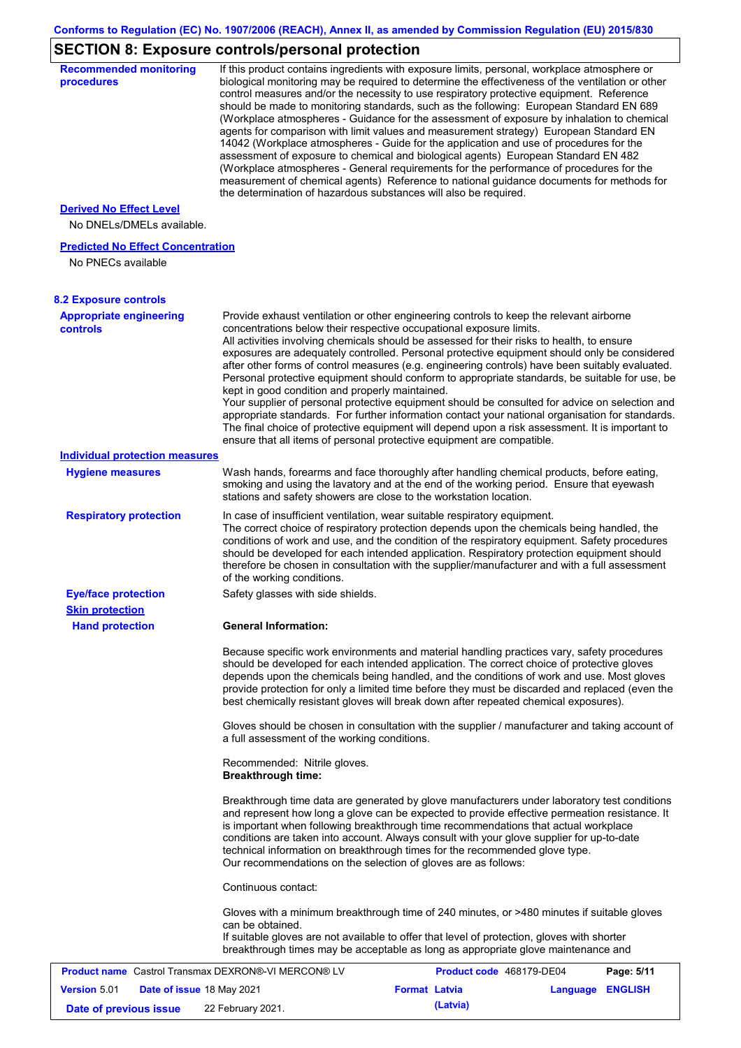## SECTION 8: Exposure controls/personal protection

**Recommended monitoring procedures**

If this product contains ingredients with exposure limits, personal, workplace atmosphere or biological monitoring may be required to determine the effectiveness of the ventilation or other control measures and/or the necessity to use respiratory protective equipment. Reference should be made to monitoring standards, such as the following: European Standard EN 689 (Workplace atmospheres - Guidance for the assessment of exposure by inhalation to chemical agents for comparison with limit values and measurement strategy) European Standard EN 14042 (Workplace atmospheres - Guide for the application and use of procedures for the assessment of exposure to chemical and biological agents) European Standard EN 482 (Workplace atmospheres - General requirements for the performance of procedures for the measurement of chemical agents) Reference to national guidance documents for methods for the determination of hazardous substances will also be required.

**Derived No Effect Level**

No DNELs/DMELs available.

**Predicted No Effect Concentration**

No PNECs available

### 8.2 Exposure controls

**Appropriate engineering controls**

Provide exhaust ventilation or other engineering controls to keep the relevant airborne concentrations below their respective occupational exposure limits.
All activities involving chemicals should be assessed for their risks to health, to ensure exposures are adequately controlled. Personal protective equipment should only be considered after other forms of control measures (e.g. engineering controls) have been suitably evaluated. Personal protective equipment should conform to appropriate standards, be suitable for use, be kept in good condition and properly maintained.
Your supplier of personal protective equipment should be consulted for advice on selection and appropriate standards. For further information contact your national organisation for standards. The final choice of protective equipment will depend upon a risk assessment. It is important to ensure that all items of personal protective equipment are compatible.

**Individual protection measures**

**Hygiene measures**

Wash hands, forearms and face thoroughly after handling chemical products, before eating, smoking and using the lavatory and at the end of the working period. Ensure that eyewash stations and safety showers are close to the workstation location.

**Respiratory protection**

In case of insufficient ventilation, wear suitable respiratory equipment.
The correct choice of respiratory protection depends upon the chemicals being handled, the conditions of work and use, and the condition of the respiratory equipment. Safety procedures should be developed for each intended application. Respiratory protection equipment should therefore be chosen in consultation with the supplier/manufacturer and with a full assessment of the working conditions.

**Eye/face protection**

Safety glasses with side shields.

**Skin protection**

**Hand protection**

**General Information:**

Because specific work environments and material handling practices vary, safety procedures should be developed for each intended application. The correct choice of protective gloves depends upon the chemicals being handled, and the conditions of work and use. Most gloves provide protection for only a limited time before they must be discarded and replaced (even the best chemically resistant gloves will break down after repeated chemical exposures).

Gloves should be chosen in consultation with the supplier / manufacturer and taking account of a full assessment of the working conditions.

Recommended: Nitrile gloves.
**Breakthrough time:**

Breakthrough time data are generated by glove manufacturers under laboratory test conditions and represent how long a glove can be expected to provide effective permeation resistance. It is important when following breakthrough time recommendations that actual workplace conditions are taken into account. Always consult with your glove supplier for up-to-date technical information on breakthrough times for the recommended glove type.
Our recommendations on the selection of gloves are as follows:

Continuous contact:

Gloves with a minimum breakthrough time of 240 minutes, or >480 minutes if suitable gloves can be obtained.
If suitable gloves are not available to offer that level of protection, gloves with shorter breakthrough times may be acceptable as long as appropriate glove maintenance and

| **Product name** Castrol Transmax DEXRON®-VI MERCON® LV | **Product code** 468179-DE04 | |
|---|---|---|
| **Version** 5.01 **Date of issue** 18 May 2021 | **Format** Latvia (Latvia) | **Language** ENGLISH |
| **Date of previous issue** 22 February 2021. | | |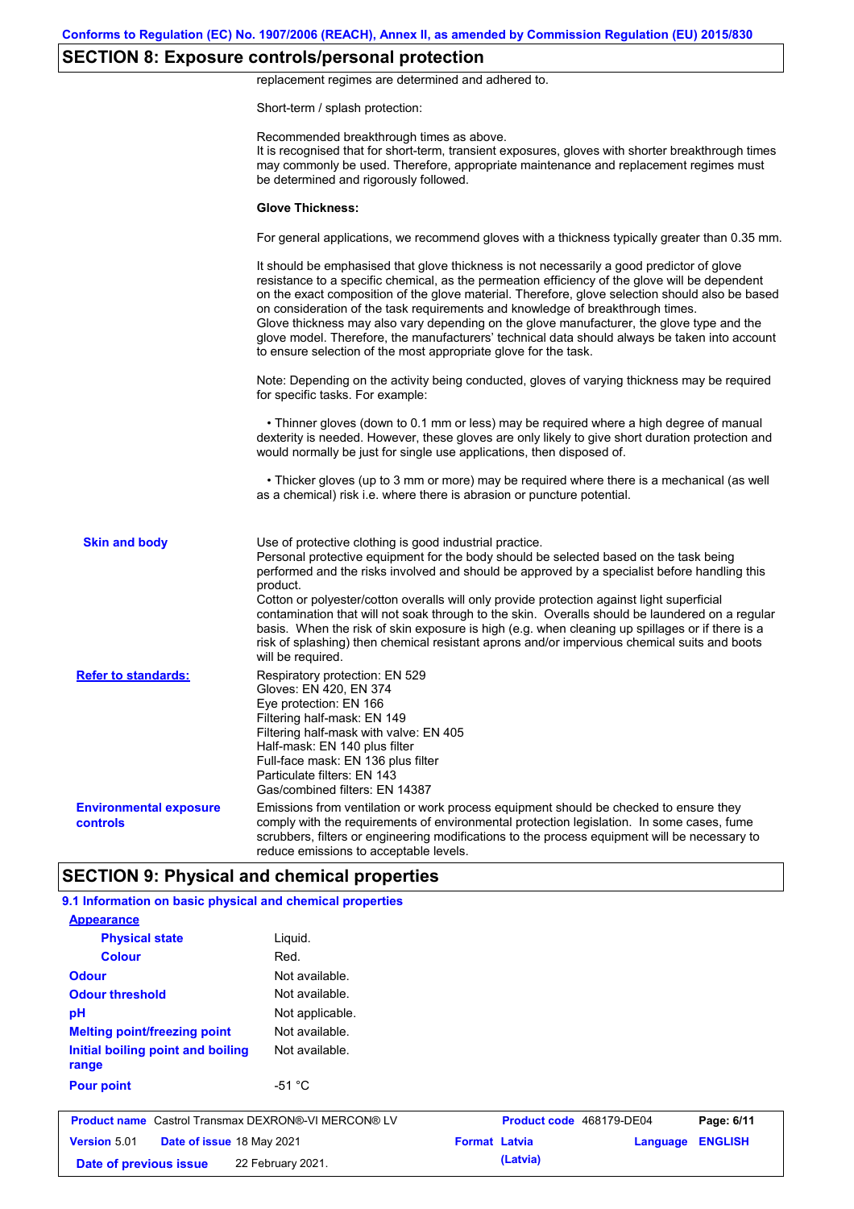## SECTION 8: Exposure controls/personal protection

replacement regimes are determined and adhered to.

Short-term / splash protection:

Recommended breakthrough times as above.
It is recognised that for short-term, transient exposures, gloves with shorter breakthrough times may commonly be used. Therefore, appropriate maintenance and replacement regimes must be determined and rigorously followed.

**Glove Thickness:**

For general applications, we recommend gloves with a thickness typically greater than 0.35 mm.

It should be emphasised that glove thickness is not necessarily a good predictor of glove resistance to a specific chemical, as the permeation efficiency of the glove will be dependent on the exact composition of the glove material. Therefore, glove selection should also be based on consideration of the task requirements and knowledge of breakthrough times.
Glove thickness may also vary depending on the glove manufacturer, the glove type and the glove model. Therefore, the manufacturers' technical data should always be taken into account to ensure selection of the most appropriate glove for the task.

Note: Depending on the activity being conducted, gloves of varying thickness may be required for specific tasks. For example:

• Thinner gloves (down to 0.1 mm or less) may be required where a high degree of manual dexterity is needed. However, these gloves are only likely to give short duration protection and would normally be just for single use applications, then disposed of.

• Thicker gloves (up to 3 mm or more) may be required where there is a mechanical (as well as a chemical) risk i.e. where there is abrasion or puncture potential.

**Skin and body**

Use of protective clothing is good industrial practice.
Personal protective equipment for the body should be selected based on the task being performed and the risks involved and should be approved by a specialist before handling this product.
Cotton or polyester/cotton overalls will only provide protection against light superficial contamination that will not soak through to the skin. Overalls should be laundered on a regular basis. When the risk of skin exposure is high (e.g. when cleaning up spillages or if there is a risk of splashing) then chemical resistant aprons and/or impervious chemical suits and boots will be required.

**Refer to standards:**

Respiratory protection: EN 529
Gloves: EN 420, EN 374
Eye protection: EN 166
Filtering half-mask: EN 149
Filtering half-mask with valve: EN 405
Half-mask: EN 140 plus filter
Full-face mask: EN 136 plus filter
Particulate filters: EN 143
Gas/combined filters: EN 14387

**Environmental exposure controls**

Emissions from ventilation or work process equipment should be checked to ensure they comply with the requirements of environmental protection legislation. In some cases, fume scrubbers, filters or engineering modifications to the process equipment will be necessary to reduce emissions to acceptable levels.

## SECTION 9: Physical and chemical properties

### 9.1 Information on basic physical and chemical properties

| Property | Value |
|---|---|
| **Appearance** | |
| Physical state | Liquid. |
| Colour | Red. |
| **Odour** | Not available. |
| **Odour threshold** | Not available. |
| **pH** | Not applicable. |
| **Melting point/freezing point** | Not available. |
| **Initial boiling point and boiling range** | Not available. |
| **Pour point** | -51 °C |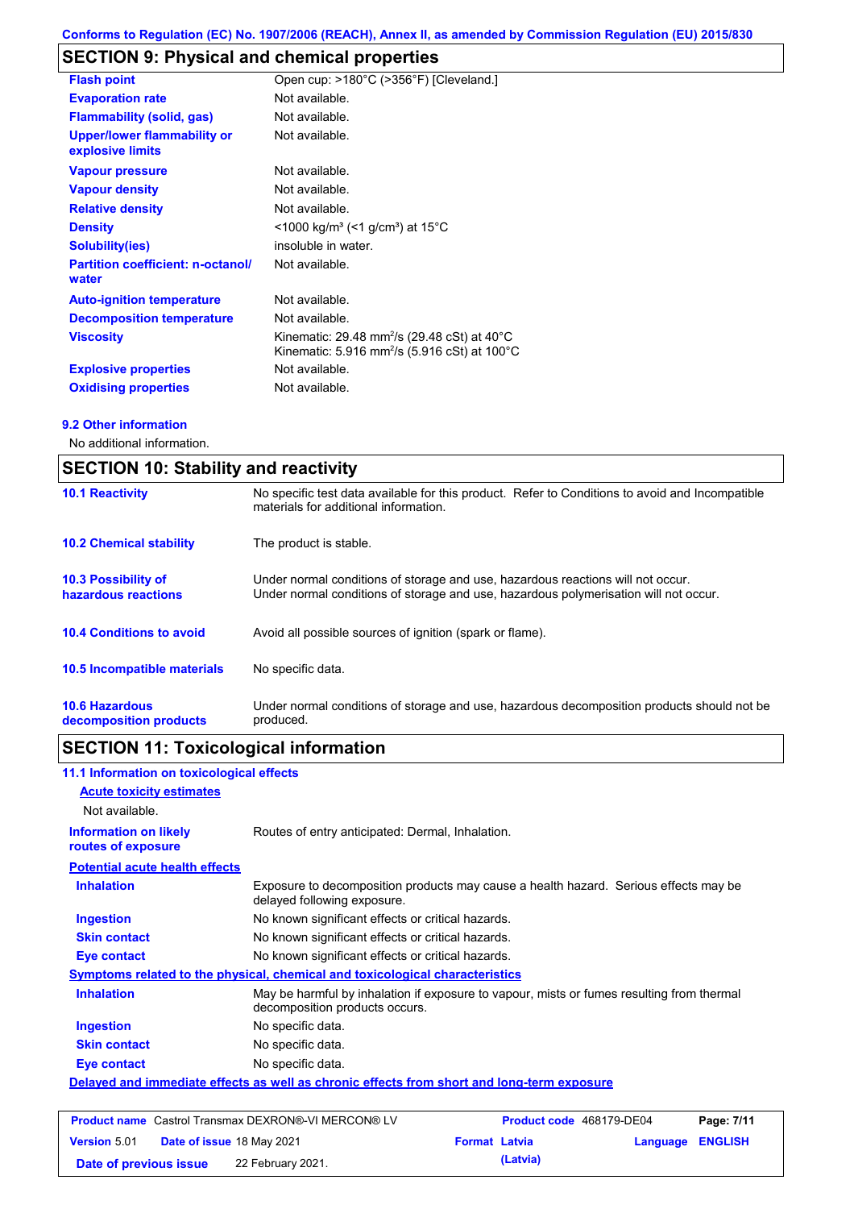Conforms to Regulation (EC) No. 1907/2006 (REACH), Annex II, as amended by Commission Regulation (EU) 2015/830

## SECTION 9: Physical and chemical properties

| | |
|---|---|
| **Flash point** | Open cup: >180°C (>356°F) [Cleveland.] |
| **Evaporation rate** | Not available. |
| **Flammability (solid, gas)** | Not available. |
| **Upper/lower flammability or explosive limits** | Not available. |
| **Vapour pressure** | Not available. |
| **Vapour density** | Not available. |
| **Relative density** | Not available. |
| **Density** | <1000 kg/m³ (<1 g/cm³) at 15°C |
| **Solubility(ies)** | insoluble in water. |
| **Partition coefficient: n-octanol/ water** | Not available. |
| **Auto-ignition temperature** | Not available. |
| **Decomposition temperature** | Not available. |
| **Viscosity** | Kinematic: 29.48 mm²/s (29.48 cSt) at 40°C<br>Kinematic: 5.916 mm²/s (5.916 cSt) at 100°C |
| **Explosive properties** | Not available. |
| **Oxidising properties** | Not available. |

### 9.2 Other information

No additional information.

## SECTION 10: Stability and reactivity

| | |
|---|---|
| **10.1 Reactivity** | No specific test data available for this product. Refer to Conditions to avoid and Incompatible materials for additional information. |
| **10.2 Chemical stability** | The product is stable. |
| **10.3 Possibility of hazardous reactions** | Under normal conditions of storage and use, hazardous reactions will not occur.<br>Under normal conditions of storage and use, hazardous polymerisation will not occur. |
| **10.4 Conditions to avoid** | Avoid all possible sources of ignition (spark or flame). |
| **10.5 Incompatible materials** | No specific data. |
| **10.6 Hazardous decomposition products** | Under normal conditions of storage and use, hazardous decomposition products should not be produced. |

## SECTION 11: Toxicological information

### 11.1 Information on toxicological effects

**Acute toxicity estimates**

Not available.

| | |
|---|---|
| **Information on likely routes of exposure** | Routes of entry anticipated: Dermal, Inhalation. |

**Potential acute health effects**

| | |
|---|---|
| **Inhalation** | Exposure to decomposition products may cause a health hazard. Serious effects may be delayed following exposure. |
| **Ingestion** | No known significant effects or critical hazards. |
| **Skin contact** | No known significant effects or critical hazards. |
| **Eye contact** | No known significant effects or critical hazards. |

**Symptoms related to the physical, chemical and toxicological characteristics**

| | |
|---|---|
| **Inhalation** | May be harmful by inhalation if exposure to vapour, mists or fumes resulting from thermal decomposition products occurs. |
| **Ingestion** | No specific data. |
| **Skin contact** | No specific data. |
| **Eye contact** | No specific data. |

**Delayed and immediate effects as well as chronic effects from short and long-term exposure**

| | | | |
|---|---|---|---|
| **Product name** Castrol Transmax DEXRON®-VI MERCON® LV | **Product code** 468179-DE04 | | **Page:** 7/11 |
| **Version** 5.01 **Date of issue** 18 May 2021 | **Format** Latvia (Latvia) | **Language** ENGLISH | |
| **Date of previous issue** 22 February 2021. | | | |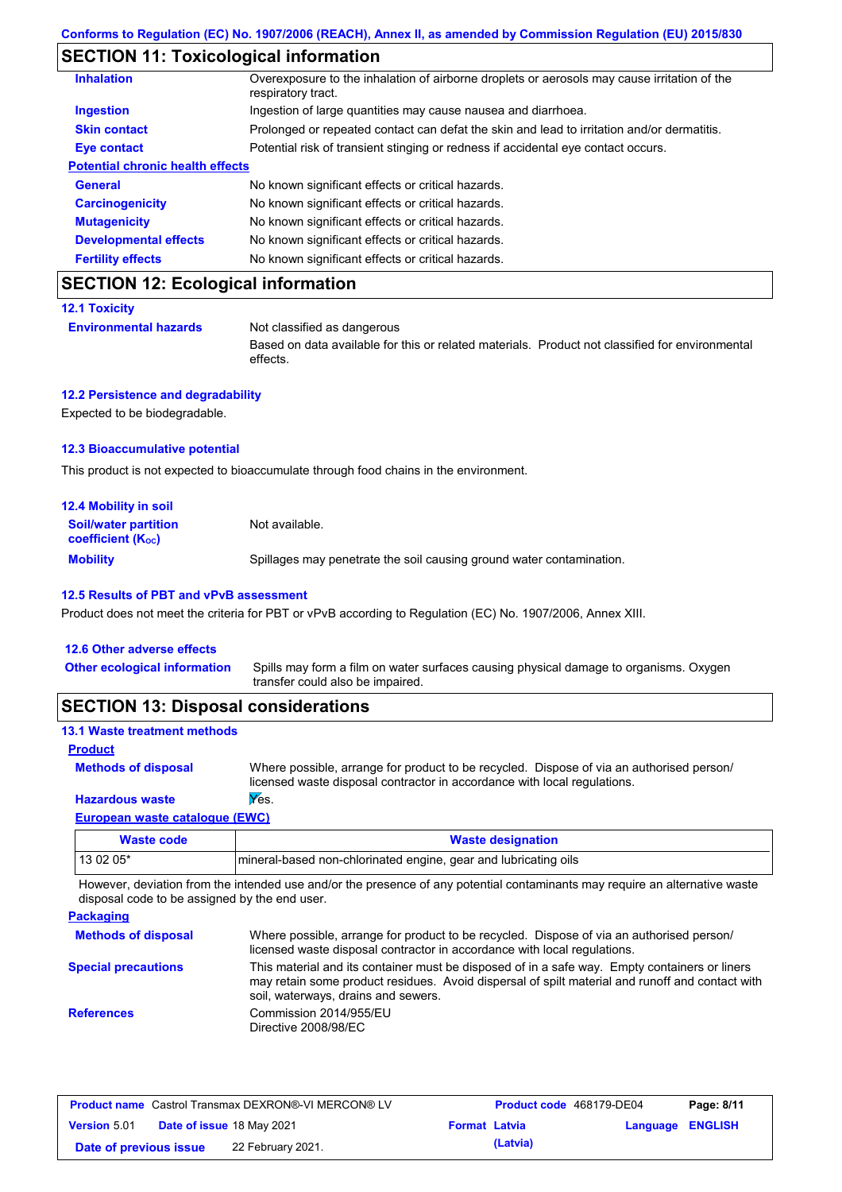Conforms to Regulation (EC) No. 1907/2006 (REACH), Annex II, as amended by Commission Regulation (EU) 2015/830

## SECTION 11: Toxicological information

| | |
|---|---|
| **Inhalation** | Overexposure to the inhalation of airborne droplets or aerosols may cause irritation of the respiratory tract. |
| **Ingestion** | Ingestion of large quantities may cause nausea and diarrhoea. |
| **Skin contact** | Prolonged or repeated contact can defat the skin and lead to irritation and/or dermatitis. |
| **Eye contact** | Potential risk of transient stinging or redness if accidental eye contact occurs. |

**Potential chronic health effects**

| | |
|---|---|
| **General** | No known significant effects or critical hazards. |
| **Carcinogenicity** | No known significant effects or critical hazards. |
| **Mutagenicity** | No known significant effects or critical hazards. |
| **Developmental effects** | No known significant effects or critical hazards. |
| **Fertility effects** | No known significant effects or critical hazards. |

## SECTION 12: Ecological information

### 12.1 Toxicity

**Environmental hazards**: Not classified as dangerous

Based on data available for this or related materials. Product not classified for environmental effects.

### 12.2 Persistence and degradability

Expected to be biodegradable.

### 12.3 Bioaccumulative potential

This product is not expected to bioaccumulate through food chains in the environment.

### 12.4 Mobility in soil

| | |
|---|---|
| **Soil/water partition coefficient ($K_{OC}$)** | Not available. |
| **Mobility** | Spillages may penetrate the soil causing ground water contamination. |

### 12.5 Results of PBT and vPvB assessment

Product does not meet the criteria for PBT or vPvB according to Regulation (EC) No. 1907/2006, Annex XIII.

### 12.6 Other adverse effects

**Other ecological information**: Spills may form a film on water surfaces causing physical damage to organisms. Oxygen transfer could also be impaired.

## SECTION 13: Disposal considerations

### 13.1 Waste treatment methods

**Product**

| | |
|---|---|
| **Methods of disposal** | Where possible, arrange for product to be recycled. Dispose of via an authorised person/ licensed waste disposal contractor in accordance with local regulations. |
| **Hazardous waste** | Yes. |

**European waste catalogue (EWC)**

| Waste code | Waste designation |
|---|---|
| 13 02 05* | mineral-based non-chlorinated engine, gear and lubricating oils |

However, deviation from the intended use and/or the presence of any potential contaminants may require an alternative waste disposal code to be assigned by the end user.

**Packaging**

| | |
|---|---|
| **Methods of disposal** | Where possible, arrange for product to be recycled. Dispose of via an authorised person/ licensed waste disposal contractor in accordance with local regulations. |
| **Special precautions** | This material and its container must be disposed of in a safe way. Empty containers or liners may retain some product residues. Avoid dispersal of spilt material and runoff and contact with soil, waterways, drains and sewers. |
| **References** | Commission 2014/955/EU<br>Directive 2008/98/EC |

| | | | |
|---|---|---|---|
| **Product name** Castrol Transmax DEXRON®-VI MERCON® LV | | **Product code** 468179-DE04 | **Page: 8/11** |
| **Version** 5.01 | **Date of issue** 18 May 2021 | **Format** Latvia (Latvia) | **Language** ENGLISH |
| **Date of previous issue** | 22 February 2021. | | |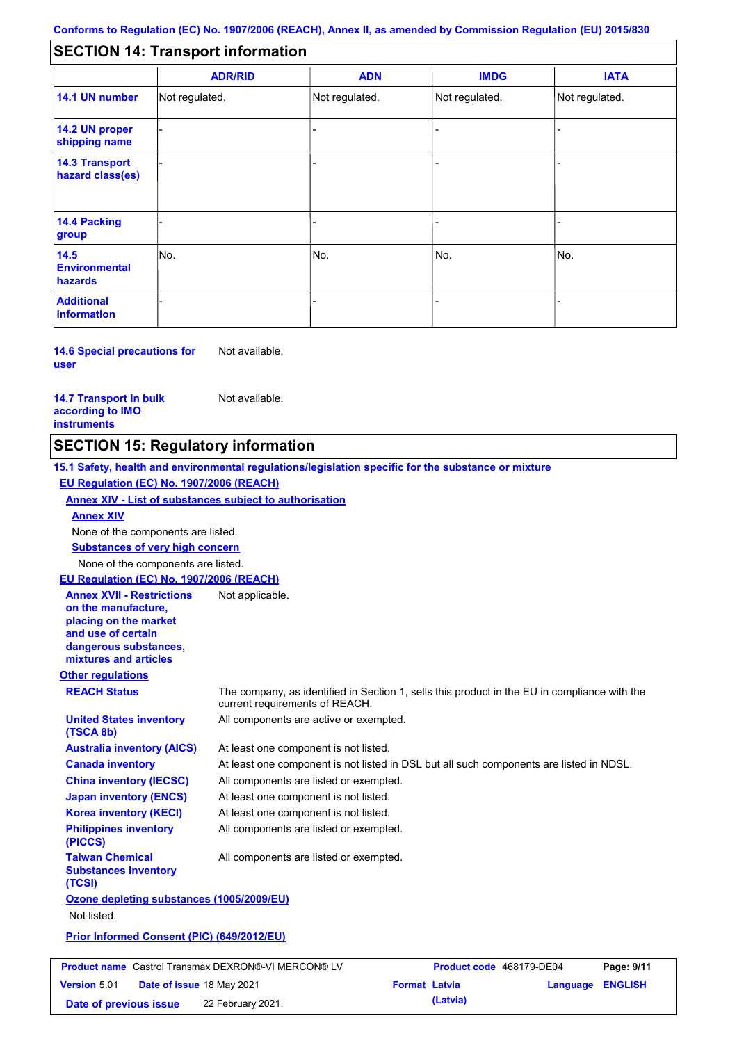Conforms to Regulation (EC) No. 1907/2006 (REACH), Annex II, as amended by Commission Regulation (EU) 2015/830

## SECTION 14: Transport information

| | ADR/RID | ADN | IMDG | IATA |
|---|---|---|---|---|
| **14.1 UN number** | Not regulated. | Not regulated. | Not regulated. | Not regulated. |
| **14.2 UN proper shipping name** | - | - | - | - |
| **14.3 Transport hazard class(es)** | - | - | - | - |
| **14.4 Packing group** | - | - | - | - |
| **14.5 Environmental hazards** | No. | No. | No. | No. |
| **Additional information** | - | - | - | - |

**14.6 Special precautions for user** Not available.

**14.7 Transport in bulk according to IMO instruments** Not available.

## SECTION 15: Regulatory information

**15.1 Safety, health and environmental regulations/legislation specific for the substance or mixture**

**EU Regulation (EC) No. 1907/2006 (REACH)**

**Annex XIV - List of substances subject to authorisation**

**Annex XIV**

None of the components are listed.

**Substances of very high concern**

None of the components are listed.

**EU Regulation (EC) No. 1907/2006 (REACH)**

**Annex XVII - Restrictions on the manufacture, placing on the market and use of certain dangerous substances, mixtures and articles** Not applicable.

**Other regulations**

**REACH Status** The company, as identified in Section 1, sells this product in the EU in compliance with the current requirements of REACH.

**United States inventory (TSCA 8b)** All components are active or exempted.

**Australia inventory (AICS)** At least one component is not listed.

**Canada inventory** At least one component is not listed in DSL but all such components are listed in NDSL.

**China inventory (IECSC)** All components are listed or exempted.

**Japan inventory (ENCS)** At least one component is not listed.

**Korea inventory (KECI)** At least one component is not listed.

**Philippines inventory (PICCS)** All components are listed or exempted.

**Taiwan Chemical Substances Inventory (TCSI)** All components are listed or exempted.

**Ozone depleting substances (1005/2009/EU)**

Not listed.

**Prior Informed Consent (PIC) (649/2012/EU)**

| Product name | Castrol Transmax DEXRON®-VI MERCON® LV | Product code | 468179-DE04 | Page: 9/11 |
|---|---|---|---|---|
| Version 5.01 | Date of issue 18 May 2021 | Format Latvia (Latvia) | Language ENGLISH | |
| Date of previous issue | 22 February 2021. | | | |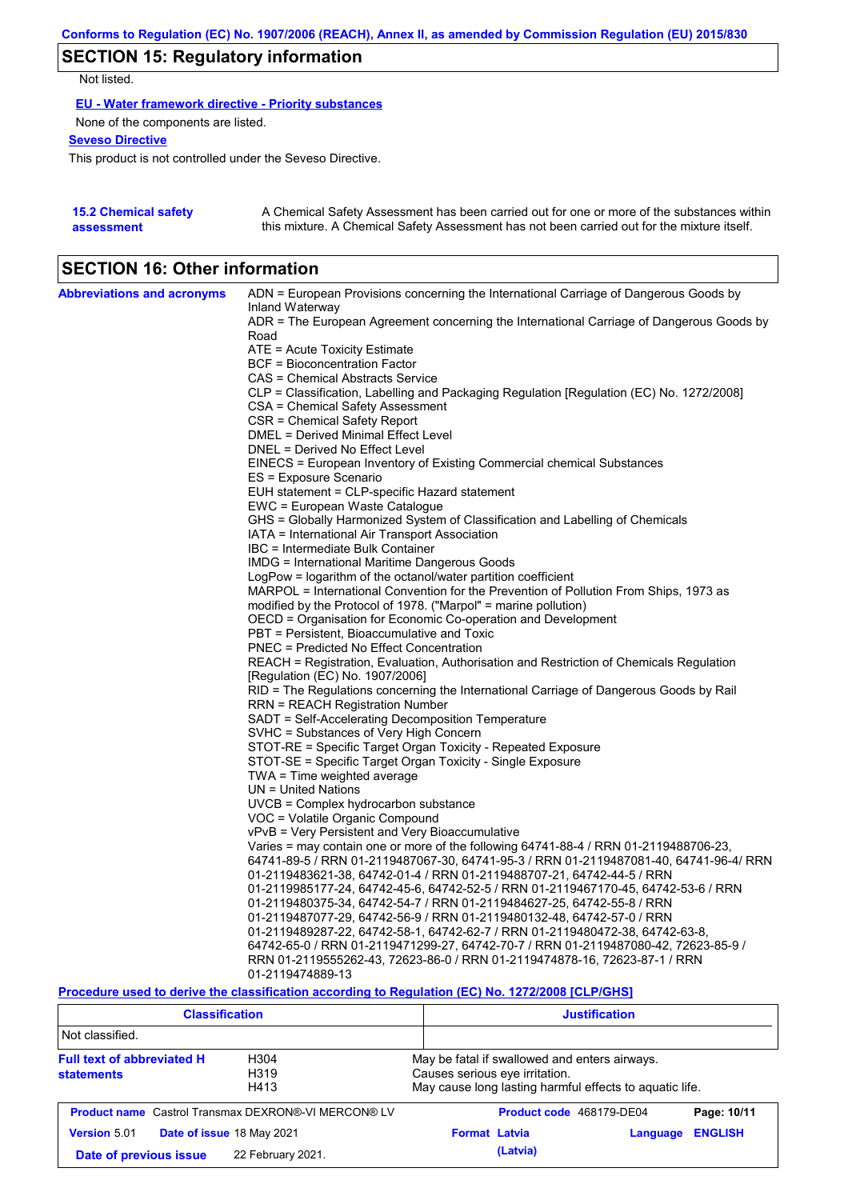## SECTION 15: Regulatory information

Not listed.

**EU - Water framework directive - Priority substances**

None of the components are listed.

**Seveso Directive**

This product is not controlled under the Seveso Directive.

**15.2 Chemical safety assessment**

A Chemical Safety Assessment has been carried out for one or more of the substances within this mixture. A Chemical Safety Assessment has not been carried out for the mixture itself.

## SECTION 16: Other information

**Abbreviations and acronyms**

ADN = European Provisions concerning the International Carriage of Dangerous Goods by Inland Waterway
ADR = The European Agreement concerning the International Carriage of Dangerous Goods by Road
ATE = Acute Toxicity Estimate
BCF = Bioconcentration Factor
CAS = Chemical Abstracts Service
CLP = Classification, Labelling and Packaging Regulation [Regulation (EC) No. 1272/2008]
CSA = Chemical Safety Assessment
CSR = Chemical Safety Report
DMEL = Derived Minimal Effect Level
DNEL = Derived No Effect Level
EINECS = European Inventory of Existing Commercial chemical Substances
ES = Exposure Scenario
EUH statement = CLP-specific Hazard statement
EWC = European Waste Catalogue
GHS = Globally Harmonized System of Classification and Labelling of Chemicals
IATA = International Air Transport Association
IBC = Intermediate Bulk Container
IMDG = International Maritime Dangerous Goods
LogPow = logarithm of the octanol/water partition coefficient
MARPOL = International Convention for the Prevention of Pollution From Ships, 1973 as modified by the Protocol of 1978. ("Marpol" = marine pollution)
OECD = Organisation for Economic Co-operation and Development
PBT = Persistent, Bioaccumulative and Toxic
PNEC = Predicted No Effect Concentration
REACH = Registration, Evaluation, Authorisation and Restriction of Chemicals Regulation [Regulation (EC) No. 1907/2006]
RID = The Regulations concerning the International Carriage of Dangerous Goods by Rail
RRN = REACH Registration Number
SADT = Self-Accelerating Decomposition Temperature
SVHC = Substances of Very High Concern
STOT-RE = Specific Target Organ Toxicity - Repeated Exposure
STOT-SE = Specific Target Organ Toxicity - Single Exposure
TWA = Time weighted average
UN = United Nations
UVCB = Complex hydrocarbon substance
VOC = Volatile Organic Compound
vPvB = Very Persistent and Very Bioaccumulative
Varies = may contain one or more of the following 64741-88-4 / RRN 01-2119488706-23, 64741-89-5 / RRN 01-2119487067-30, 64741-95-3 / RRN 01-2119487081-40, 64741-96-4/ RRN 01-2119483621-38, 64742-01-4 / RRN 01-2119488707-21, 64742-44-5 / RRN 01-2119985177-24, 64742-45-6, 64742-52-5 / RRN 01-2119467170-45, 64742-53-6 / RRN 01-2119480375-34, 64742-54-7 / RRN 01-2119484627-25, 64742-55-8 / RRN 01-2119487077-29, 64742-56-9 / RRN 01-2119480132-48, 64742-57-0 / RRN 01-2119489287-22, 64742-58-1, 64742-62-7 / RRN 01-2119480472-38, 64742-63-8, 64742-65-0 / RRN 01-2119471299-27, 64742-70-7 / RRN 01-2119487080-42, 72623-85-9 / RRN 01-2119555262-43, 72623-86-0 / RRN 01-2119474878-16, 72623-87-1 / RRN 01-2119474889-13

**Procedure used to derive the classification according to Regulation (EC) No. 1272/2008 [CLP/GHS]**

| Classification | Justification |
|---|---|
| Not classified. | |

**Full text of abbreviated H statements**

| | |
|---|---|
| H304 | May be fatal if swallowed and enters airways. |
| H319 | Causes serious eye irritation. |
| H413 | May cause long lasting harmful effects to aquatic life. |

| | | | |
|---|---|---|---|
| **Product name** Castrol Transmax DEXRON®-VI MERCON® LV | | **Product code** 468179-DE04 | |
| **Version** 5.01 | **Date of issue** 18 May 2021 | **Format** Latvia (Latvia) | **Language** ENGLISH |
| **Date of previous issue** | 22 February 2021. | | |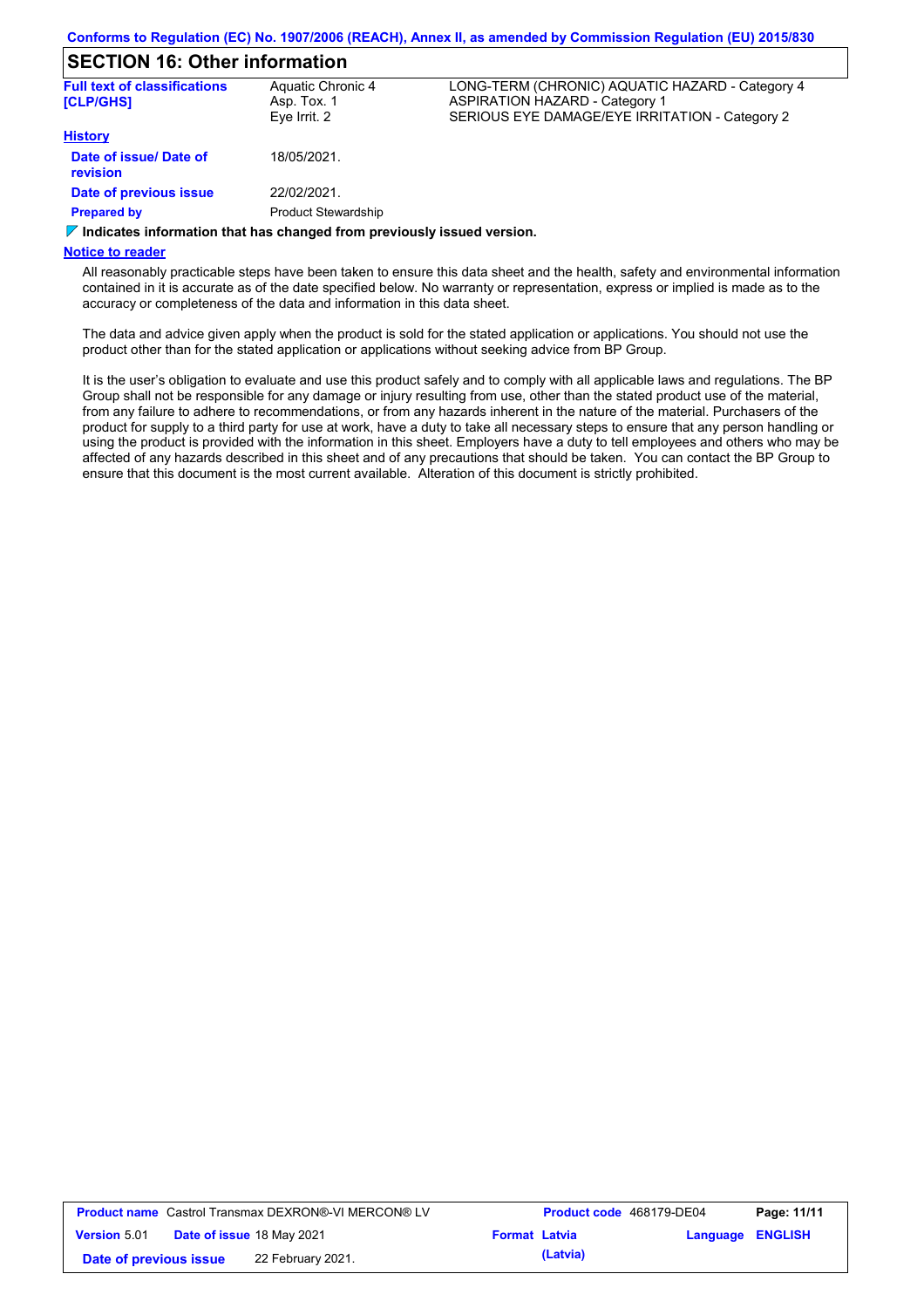## SECTION 16: Other information

| | | |
|---|---|---|
| **Full text of classifications [CLP/GHS]** | Aquatic Chronic 4<br>Asp. Tox. 1<br>Eye Irrit. 2 | LONG-TERM (CHRONIC) AQUATIC HAZARD - Category 4<br>ASPIRATION HAZARD - Category 1<br>SERIOUS EYE DAMAGE/EYE IRRITATION - Category 2 |

**History**

| | |
|---|---|
| **Date of issue/ Date of revision** | 18/05/2021. |
| **Date of previous issue** | 22/02/2021. |
| **Prepared by** | Product Stewardship |

**Indicates information that has changed from previously issued version.**

**Notice to reader**

All reasonably practicable steps have been taken to ensure this data sheet and the health, safety and environmental information contained in it is accurate as of the date specified below. No warranty or representation, express or implied is made as to the accuracy or completeness of the data and information in this data sheet.

The data and advice given apply when the product is sold for the stated application or applications. You should not use the product other than for the stated application or applications without seeking advice from BP Group.

It is the user's obligation to evaluate and use this product safely and to comply with all applicable laws and regulations. The BP Group shall not be responsible for any damage or injury resulting from use, other than the stated product use of the material, from any failure to adhere to recommendations, or from any hazards inherent in the nature of the material. Purchasers of the product for supply to a third party for use at work, have a duty to take all necessary steps to ensure that any person handling or using the product is provided with the information in this sheet. Employers have a duty to tell employees and others who may be affected of any hazards described in this sheet and of any precautions that should be taken. You can contact the BP Group to ensure that this document is the most current available. Alteration of this document is strictly prohibited.